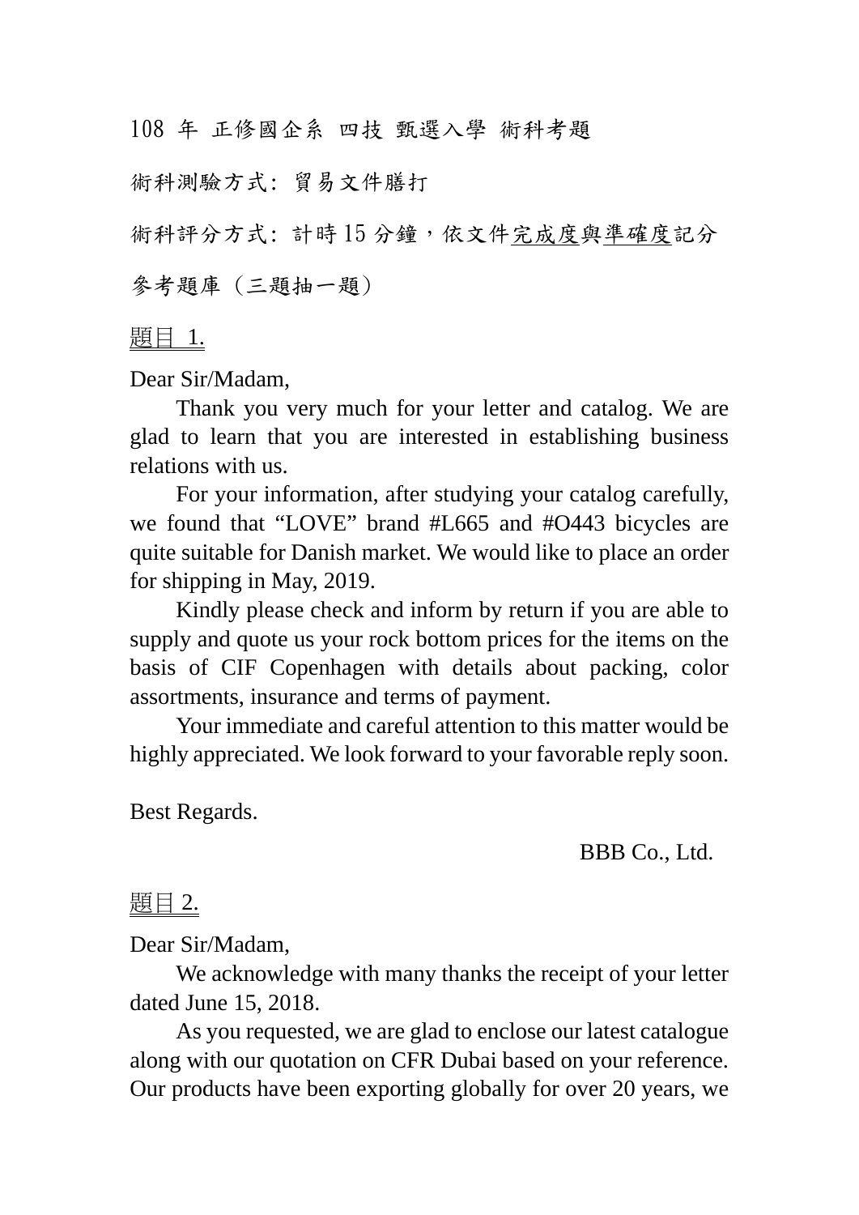108 年 正修國企系 四技 甄選入學 術科考題

術科測驗方式: 貿易文件膳打

術科評分方式: 計時 15 分鐘，依文件<u>完成度</u>與<u>準確度</u>記分

參考題庫（三題抽一題）

<u>題目 1.</u>

Dear Sir/Madam,

Thank you very much for your letter and catalog. We are glad to learn that you are interested in establishing business relations with us.

For your information, after studying your catalog carefully, we found that “LOVE” brand #L665 and #O443 bicycles are quite suitable for Danish market. We would like to place an order for shipping in May, 2019.

Kindly please check and inform by return if you are able to supply and quote us your rock bottom prices for the items on the basis of CIF Copenhagen with details about packing, color assortments, insurance and terms of payment.

Your immediate and careful attention to this matter would be highly appreciated. We look forward to your favorable reply soon.

Best Regards.

BBB Co., Ltd.

<u>題目 2.</u>

Dear Sir/Madam,

We acknowledge with many thanks the receipt of your letter dated June 15, 2018.

As you requested, we are glad to enclose our latest catalogue along with our quotation on CFR Dubai based on your reference. Our products have been exporting globally for over 20 years, we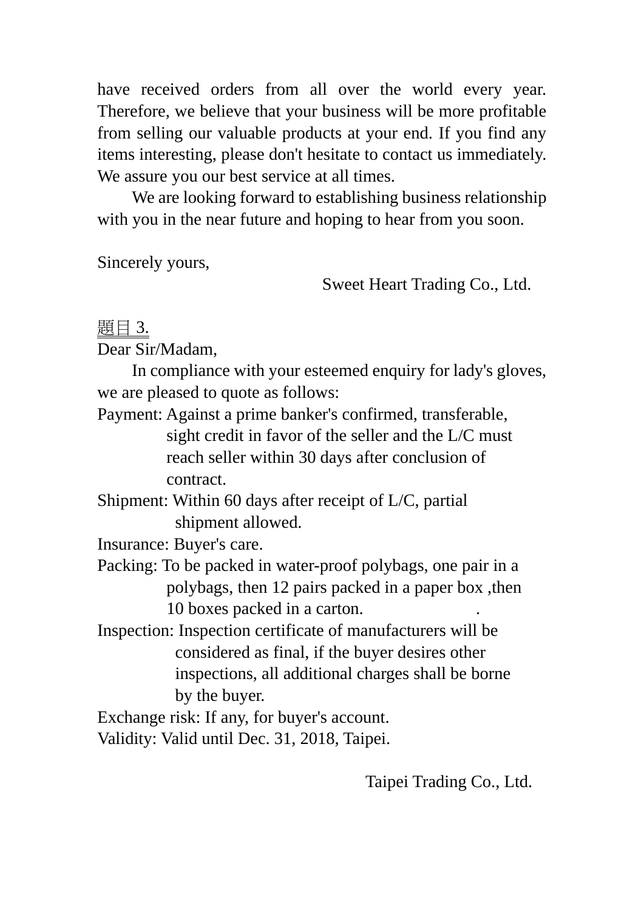have received orders from all over the world every year. Therefore, we believe that your business will be more profitable from selling our valuable products at your end. If you find any items interesting, please don't hesitate to contact us immediately. We assure you our best service at all times.

We are looking forward to establishing business relationship with you in the near future and hoping to hear from you soon.

Sincerely yours,

Sweet Heart Trading Co., Ltd.

<u>題目 3.</u>

Dear Sir/Madam,

In compliance with your esteemed enquiry for lady's gloves, we are pleased to quote as follows:

Payment: Against a prime banker's confirmed, transferable, sight credit in favor of the seller and the L/C must reach seller within 30 days after conclusion of contract.

Shipment: Within 60 days after receipt of L/C, partial shipment allowed.

Insurance: Buyer's care.

Packing: To be packed in water-proof polybags, one pair in a polybags, then 12 pairs packed in a paper box ,then 10 boxes packed in a carton. .

Inspection: Inspection certificate of manufacturers will be considered as final, if the buyer desires other inspections, all additional charges shall be borne by the buyer.

Exchange risk: If any, for buyer's account.

Validity: Valid until Dec. 31, 2018, Taipei.

Taipei Trading Co., Ltd.